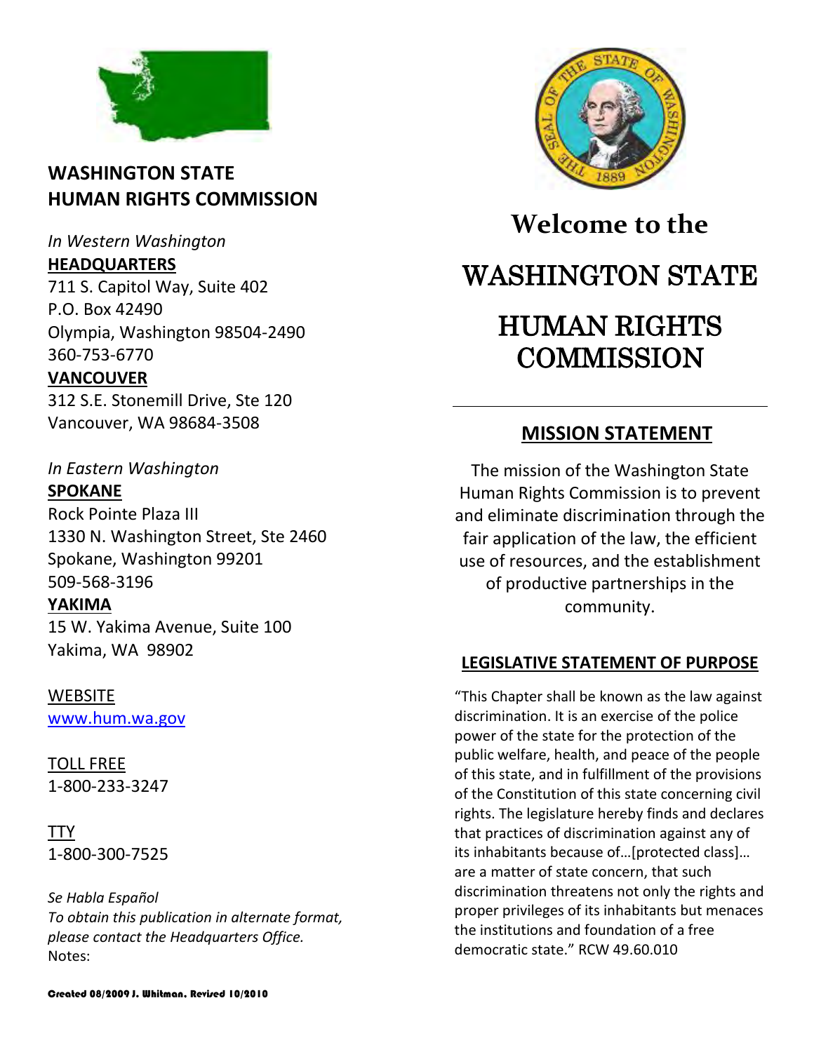## WASHINGTON STATE HUMAN RIGHTS COMMISSION

*In Western Washington*

**HEADQUARTERS**
711 S. Capitol Way, Suite 402
P.O. Box 42490
Olympia, Washington 98504-2490
360-753-6770

**VANCOUVER**
312 S.E. Stonemill Drive, Ste 120
Vancouver, WA 98684-3508

*In Eastern Washington*

**SPOKANE**
Rock Pointe Plaza III
1330 N. Washington Street, Ste 2460
Spokane, Washington 99201
509-568-3196

**YAKIMA**
15 W. Yakima Avenue, Suite 100
Yakima, WA 98902

WEBSITE
www.hum.wa.gov

TOLL FREE
1-800-233-3247

TTY
1-800-300-7525

*Se Habla Español*
*To obtain this publication in alternate format, please contact the Headquarters Office.*
Notes:

Created 08/2009 J. Whitman. Revised 10/2010

# Welcome to the WASHINGTON STATE HUMAN RIGHTS COMMISSION

## MISSION STATEMENT

The mission of the Washington State Human Rights Commission is to prevent and eliminate discrimination through the fair application of the law, the efficient use of resources, and the establishment of productive partnerships in the community.

## LEGISLATIVE STATEMENT OF PURPOSE

"This Chapter shall be known as the law against discrimination. It is an exercise of the police power of the state for the protection of the public welfare, health, and peace of the people of this state, and in fulfillment of the provisions of the Constitution of this state concerning civil rights. The legislature hereby finds and declares that practices of discrimination against any of its inhabitants because of…[protected class]… are a matter of state concern, that such discrimination threatens not only the rights and proper privileges of its inhabitants but menaces the institutions and foundation of a free democratic state." RCW 49.60.010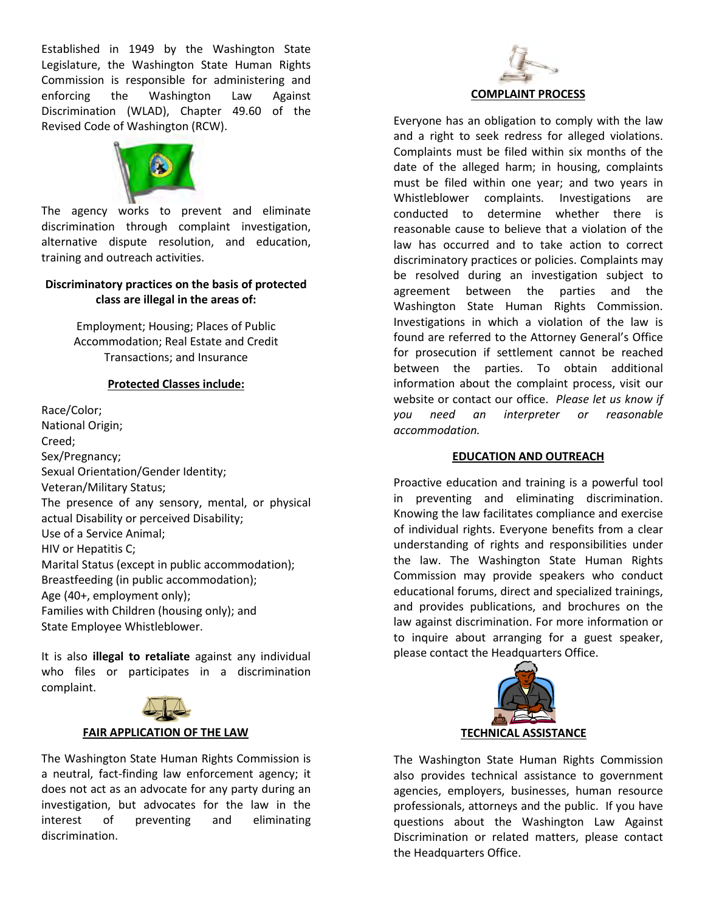Established in 1949 by the Washington State Legislature, the Washington State Human Rights Commission is responsible for administering and enforcing the Washington Law Against Discrimination (WLAD), Chapter 49.60 of the Revised Code of Washington (RCW).

The agency works to prevent and eliminate discrimination through complaint investigation, alternative dispute resolution, and education, training and outreach activities.

**Discriminatory practices on the basis of protected class are illegal in the areas of:**

Employment; Housing; Places of Public Accommodation; Real Estate and Credit Transactions; and Insurance

**Protected Classes include:**

Race/Color;
National Origin;
Creed;
Sex/Pregnancy;
Sexual Orientation/Gender Identity;
Veteran/Military Status;
The presence of any sensory, mental, or physical actual Disability or perceived Disability;
Use of a Service Animal;
HIV or Hepatitis C;
Marital Status (except in public accommodation);
Breastfeeding (in public accommodation);
Age (40+, employment only);
Families with Children (housing only); and
State Employee Whistleblower.

It is also **illegal to retaliate** against any individual who files or participates in a discrimination complaint.

## FAIR APPLICATION OF THE LAW

The Washington State Human Rights Commission is a neutral, fact-finding law enforcement agency; it does not act as an advocate for any party during an investigation, but advocates for the law in the interest of preventing and eliminating discrimination.

## COMPLAINT PROCESS

Everyone has an obligation to comply with the law and a right to seek redress for alleged violations. Complaints must be filed within six months of the date of the alleged harm; in housing, complaints must be filed within one year; and two years in Whistleblower complaints. Investigations are conducted to determine whether there is reasonable cause to believe that a violation of the law has occurred and to take action to correct discriminatory practices or policies. Complaints may be resolved during an investigation subject to agreement between the parties and the Washington State Human Rights Commission. Investigations in which a violation of the law is found are referred to the Attorney General's Office for prosecution if settlement cannot be reached between the parties. To obtain additional information about the complaint process, visit our website or contact our office. *Please let us know if you need an interpreter or reasonable accommodation.*

## EDUCATION AND OUTREACH

Proactive education and training is a powerful tool in preventing and eliminating discrimination. Knowing the law facilitates compliance and exercise of individual rights. Everyone benefits from a clear understanding of rights and responsibilities under the law. The Washington State Human Rights Commission may provide speakers who conduct educational forums, direct and specialized trainings, and provides publications, and brochures on the law against discrimination. For more information or to inquire about arranging for a guest speaker, please contact the Headquarters Office.

## TECHNICAL ASSISTANCE

The Washington State Human Rights Commission also provides technical assistance to government agencies, employers, businesses, human resource professionals, attorneys and the public. If you have questions about the Washington Law Against Discrimination or related matters, please contact the Headquarters Office.